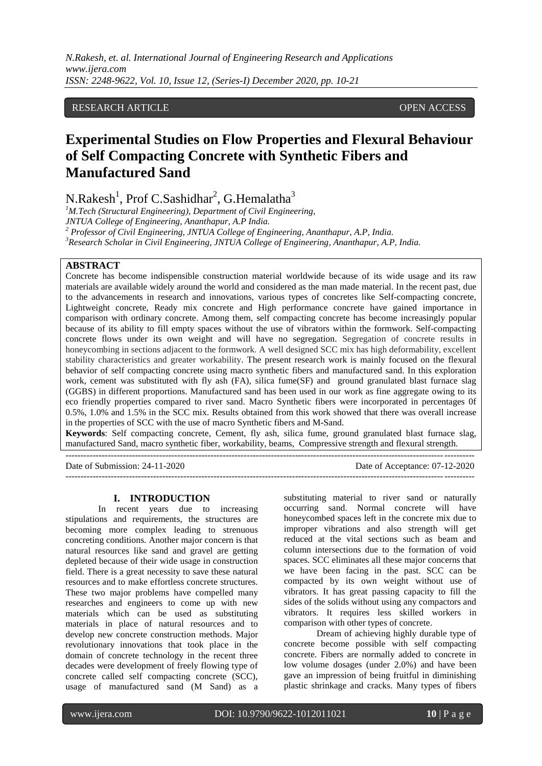RESEARCH ARTICLE OPEN ACCESS

# Experimental Studies on Flow Properties and Flexural Behaviour of Self Compacting Concrete with Synthetic Fibers and Manufactured Sand

N.Rakesh[1], Prof C.Sashidhar[2], G.Hemalatha[3]

[1]M.Tech (Structural Engineering), Department of Civil Engineering, JNTUA College of Engineering, Ananthapur, A.P India.
[2] Professor of Civil Engineering, JNTUA College of Engineering, Ananthapur, A.P, India.
[3]Research Scholar in Civil Engineering, JNTUA College of Engineering, Ananthapur, A.P, India.

## ABSTRACT

Concrete has become indispensible construction material worldwide because of its wide usage and its raw materials are available widely around the world and considered as the man made material. In the recent past, due to the advancements in research and innovations, various types of concretes like Self-compacting concrete, Lightweight concrete, Ready mix concrete and High performance concrete have gained importance in comparison with ordinary concrete. Among them, self compacting concrete has become increasingly popular because of its ability to fill empty spaces without the use of vibrators within the formwork. Self-compacting concrete flows under its own weight and will have no segregation. Segregation of concrete results in honeycombing in sections adjacent to the formwork. A well designed SCC mix has high deformability, excellent stability characteristics and greater workability. The present research work is mainly focused on the flexural behavior of self compacting concrete using macro synthetic fibers and manufactured sand. In this exploration work, cement was substituted with fly ash (FA), silica fume(SF) and ground granulated blast furnace slag (GGBS) in different proportions. Manufactured sand has been used in our work as fine aggregate owing to its eco friendly properties compared to river sand. Macro Synthetic fibers were incorporated in percentages 0f 0.5%, 1.0% and 1.5% in the SCC mix. Results obtained from this work showed that there was overall increase in the properties of SCC with the use of macro Synthetic fibers and M-Sand.

**Keywords**: Self compacting concrete, Cement, fly ash, silica fume, ground granulated blast furnace slag, manufactured Sand, macro synthetic fiber, workability, beams, Compressive strength and flexural strength.

---

Date of Submission: 24-11-2020 Date of Acceptance: 07-12-2020

---

## I. INTRODUCTION

In recent years due to increasing stipulations and requirements, the structures are becoming more complex leading to strenuous concreting conditions. Another major concern is that natural resources like sand and gravel are getting depleted because of their wide usage in construction field. There is a great necessity to save these natural resources and to make effortless concrete structures. These two major problems have compelled many researches and engineers to come up with new materials which can be used as substituting materials in place of natural resources and to develop new concrete construction methods. Major revolutionary innovations that took place in the domain of concrete technology in the recent three decades were development of freely flowing type of concrete called self compacting concrete (SCC), usage of manufactured sand (M Sand) as a substituting material to river sand or naturally occurring sand. Normal concrete will have honeycombed spaces left in the concrete mix due to improper vibrations and also strength will get reduced at the vital sections such as beam and column intersections due to the formation of void spaces. SCC eliminates all these major concerns that we have been facing in the past. SCC can be compacted by its own weight without use of vibrators. It has great passing capacity to fill the sides of the solids without using any compactors and vibrators. It requires less skilled workers in comparison with other types of concrete.

Dream of achieving highly durable type of concrete become possible with self compacting concrete. Fibers are normally added to concrete in low volume dosages (under 2.0%) and have been gave an impression of being fruitful in diminishing plastic shrinkage and cracks. Many types of fibers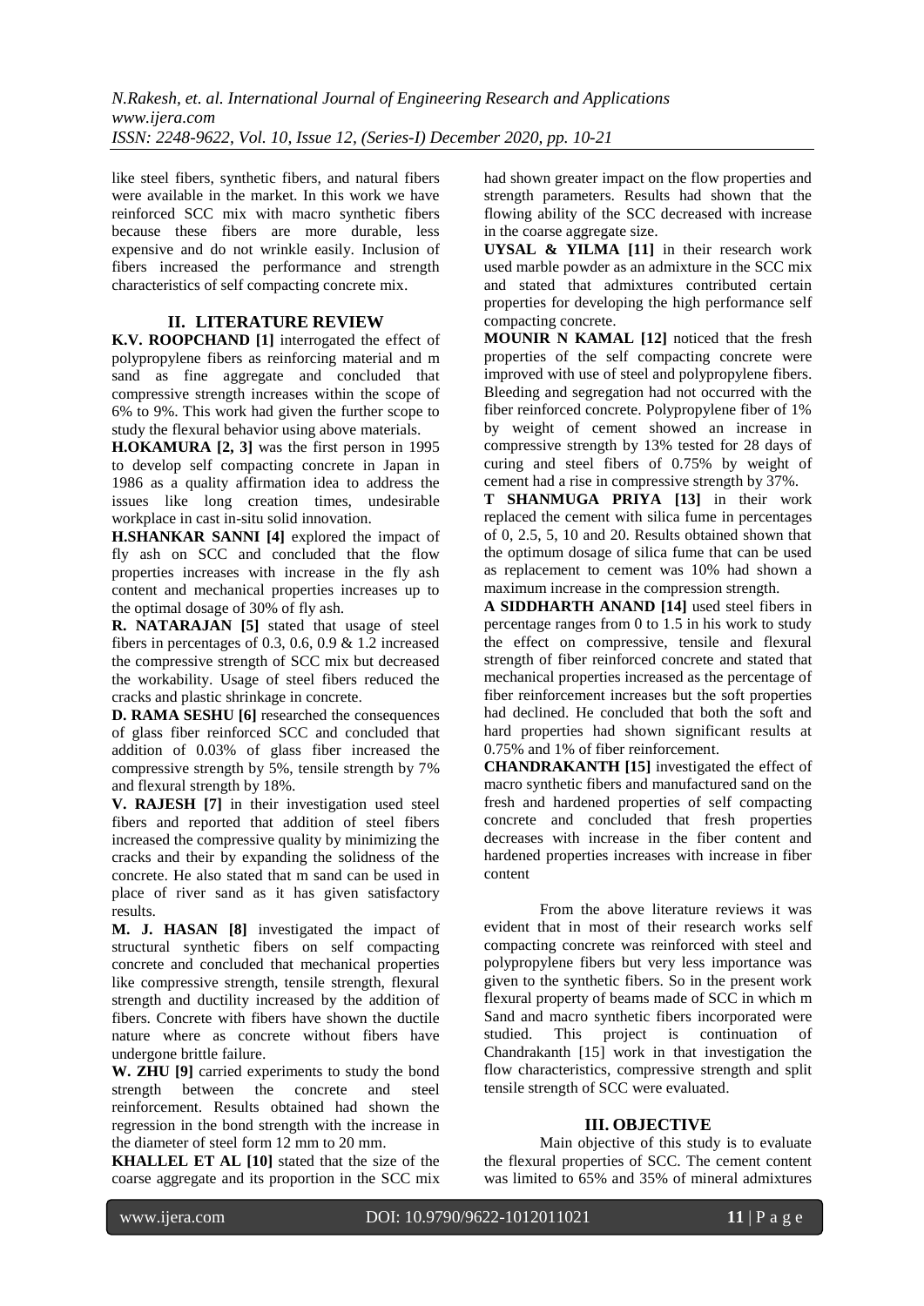like steel fibers, synthetic fibers, and natural fibers were available in the market. In this work we have reinforced SCC mix with macro synthetic fibers because these fibers are more durable, less expensive and do not wrinkle easily. Inclusion of fibers increased the performance and strength characteristics of self compacting concrete mix.

## II. LITERATURE REVIEW

**K.V. ROOPCHAND [1]** interrogated the effect of polypropylene fibers as reinforcing material and m sand as fine aggregate and concluded that compressive strength increases within the scope of 6% to 9%. This work had given the further scope to study the flexural behavior using above materials.

**H.OKAMURA [2, 3]** was the first person in 1995 to develop self compacting concrete in Japan in 1986 as a quality affirmation idea to address the issues like long creation times, undesirable workplace in cast in-situ solid innovation.

**H.SHANKAR SANNI [4]** explored the impact of fly ash on SCC and concluded that the flow properties increases with increase in the fly ash content and mechanical properties increases up to the optimal dosage of 30% of fly ash.

**R. NATARAJAN [5]** stated that usage of steel fibers in percentages of 0.3, 0.6, 0.9 & 1.2 increased the compressive strength of SCC mix but decreased the workability. Usage of steel fibers reduced the cracks and plastic shrinkage in concrete.

**D. RAMA SESHU [6]** researched the consequences of glass fiber reinforced SCC and concluded that addition of 0.03% of glass fiber increased the compressive strength by 5%, tensile strength by 7% and flexural strength by 18%.

**V. RAJESH [7]** in their investigation used steel fibers and reported that addition of steel fibers increased the compressive quality by minimizing the cracks and their by expanding the solidness of the concrete. He also stated that m sand can be used in place of river sand as it has given satisfactory results.

**M. J. HASAN [8]** investigated the impact of structural synthetic fibers on self compacting concrete and concluded that mechanical properties like compressive strength, tensile strength, flexural strength and ductility increased by the addition of fibers. Concrete with fibers have shown the ductile nature where as concrete without fibers have undergone brittle failure.

**W. ZHU [9]** carried experiments to study the bond strength between the concrete and steel reinforcement. Results obtained had shown the regression in the bond strength with the increase in the diameter of steel form 12 mm to 20 mm.

**KHALLEL ET AL [10]** stated that the size of the coarse aggregate and its proportion in the SCC mix had shown greater impact on the flow properties and strength parameters. Results had shown that the flowing ability of the SCC decreased with increase in the coarse aggregate size.

**UYSAL & YILMA [11]** in their research work used marble powder as an admixture in the SCC mix and stated that admixtures contributed certain properties for developing the high performance self compacting concrete.

**MOUNIR N KAMAL [12]** noticed that the fresh properties of the self compacting concrete were improved with use of steel and polypropylene fibers. Bleeding and segregation had not occurred with the fiber reinforced concrete. Polypropylene fiber of 1% by weight of cement showed an increase in compressive strength by 13% tested for 28 days of curing and steel fibers of 0.75% by weight of cement had a rise in compressive strength by 37%.

**T SHANMUGA PRIYA [13]** in their work replaced the cement with silica fume in percentages of 0, 2.5, 5, 10 and 20. Results obtained shown that the optimum dosage of silica fume that can be used as replacement to cement was 10% had shown a maximum increase in the compression strength.

**A SIDDHARTH ANAND [14]** used steel fibers in percentage ranges from 0 to 1.5 in his work to study the effect on compressive, tensile and flexural strength of fiber reinforced concrete and stated that mechanical properties increased as the percentage of fiber reinforcement increases but the soft properties had declined. He concluded that both the soft and hard properties had shown significant results at 0.75% and 1% of fiber reinforcement.

**CHANDRAKANTH [15]** investigated the effect of macro synthetic fibers and manufactured sand on the fresh and hardened properties of self compacting concrete and concluded that fresh properties decreases with increase in the fiber content and hardened properties increases with increase in fiber content

From the above literature reviews it was evident that in most of their research works self compacting concrete was reinforced with steel and polypropylene fibers but very less importance was given to the synthetic fibers. So in the present work flexural property of beams made of SCC in which m Sand and macro synthetic fibers incorporated were studied. This project is continuation of Chandrakanth [15] work in that investigation the flow characteristics, compressive strength and split tensile strength of SCC were evaluated.

## III. OBJECTIVE

Main objective of this study is to evaluate the flexural properties of SCC. The cement content was limited to 65% and 35% of mineral admixtures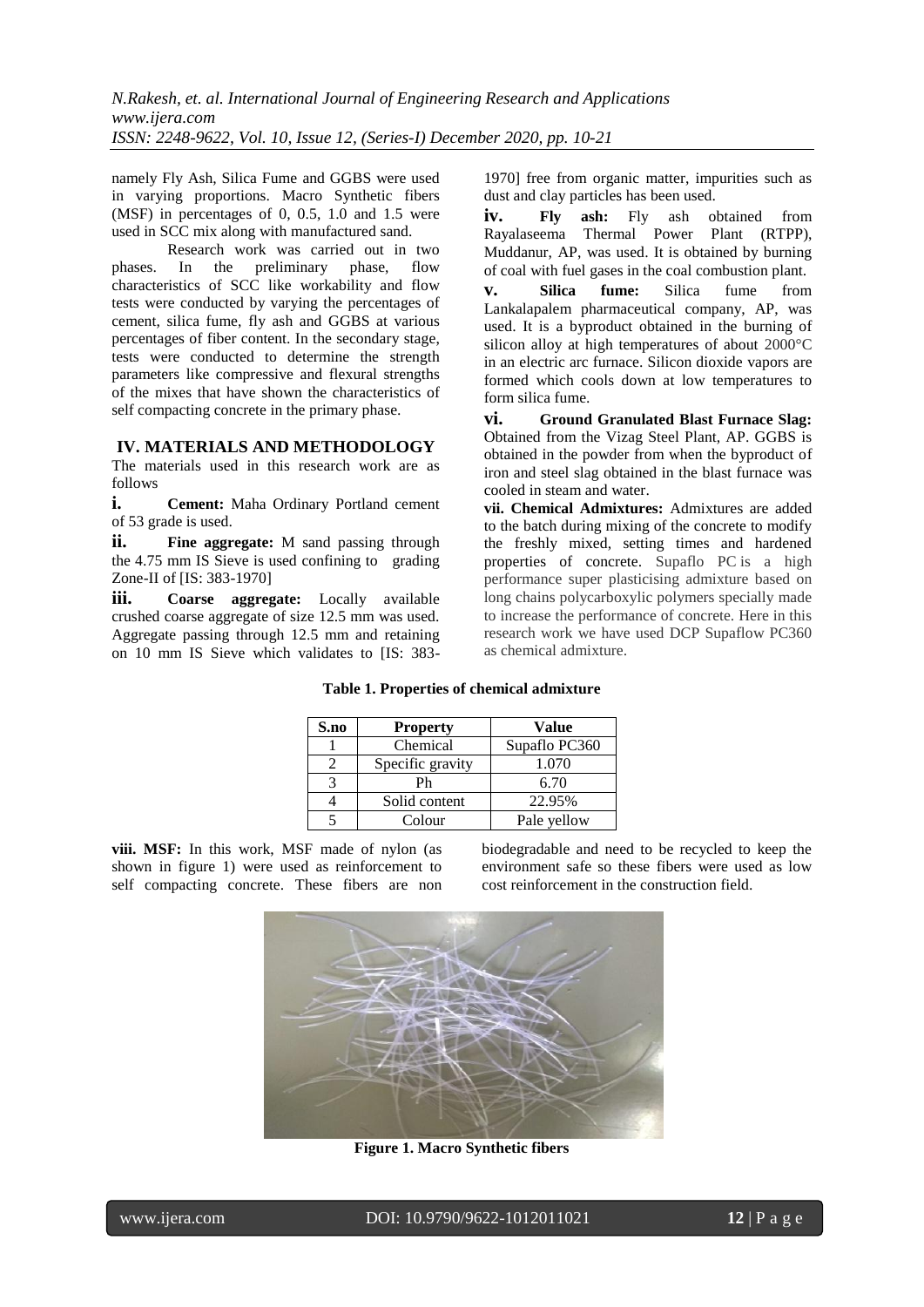namely Fly Ash, Silica Fume and GGBS were used in varying proportions. Macro Synthetic fibers (MSF) in percentages of 0, 0.5, 1.0 and 1.5 were used in SCC mix along with manufactured sand.

Research work was carried out in two phases. In the preliminary phase, flow characteristics of SCC like workability and flow tests were conducted by varying the percentages of cement, silica fume, fly ash and GGBS at various percentages of fiber content. In the secondary stage, tests were conducted to determine the strength parameters like compressive and flexural strengths of the mixes that have shown the characteristics of self compacting concrete in the primary phase.

## IV. MATERIALS AND METHODOLOGY

The materials used in this research work are as follows

**i. Cement:** Maha Ordinary Portland cement of 53 grade is used.

**ii. Fine aggregate:** M sand passing through the 4.75 mm IS Sieve is used confining to grading Zone-II of [IS: 383-1970]

**iii. Coarse aggregate:** Locally available crushed coarse aggregate of size 12.5 mm was used. Aggregate passing through 12.5 mm and retaining on 10 mm IS Sieve which validates to [IS: 383-1970] free from organic matter, impurities such as dust and clay particles has been used.

**iv. Fly ash:** Fly ash obtained from Rayalaseema Thermal Power Plant (RTPP), Muddanur, AP, was used. It is obtained by burning of coal with fuel gases in the coal combustion plant.

**v. Silica fume:** Silica fume from Lankalapalem pharmaceutical company, AP, was used. It is a byproduct obtained in the burning of silicon alloy at high temperatures of about 2000°C in an electric arc furnace. Silicon dioxide vapors are formed which cools down at low temperatures to form silica fume.

**vi. Ground Granulated Blast Furnace Slag:** Obtained from the Vizag Steel Plant, AP. GGBS is obtained in the powder from when the byproduct of iron and steel slag obtained in the blast furnace was cooled in steam and water.

**vii. Chemical Admixtures:** Admixtures are added to the batch during mixing of the concrete to modify the freshly mixed, setting times and hardened properties of concrete. Supaflo PC is a high performance super plasticising admixture based on long chains polycarboxylic polymers specially made to increase the performance of concrete. Here in this research work we have used DCP Supaflow PC360 as chemical admixture.

**Table 1. Properties of chemical admixture**

| S.no | Property | Value |
|---|---|---|
| 1 | Chemical | Supaflo PC360 |
| 2 | Specific gravity | 1.070 |
| 3 | Ph | 6.70 |
| 4 | Solid content | 22.95% |
| 5 | Colour | Pale yellow |

**viii. MSF:** In this work, MSF made of nylon (as shown in figure 1) were used as reinforcement to self compacting concrete. These fibers are non biodegradable and need to be recycled to keep the environment safe so these fibers were used as low cost reinforcement in the construction field.

**Figure 1. Macro Synthetic fibers**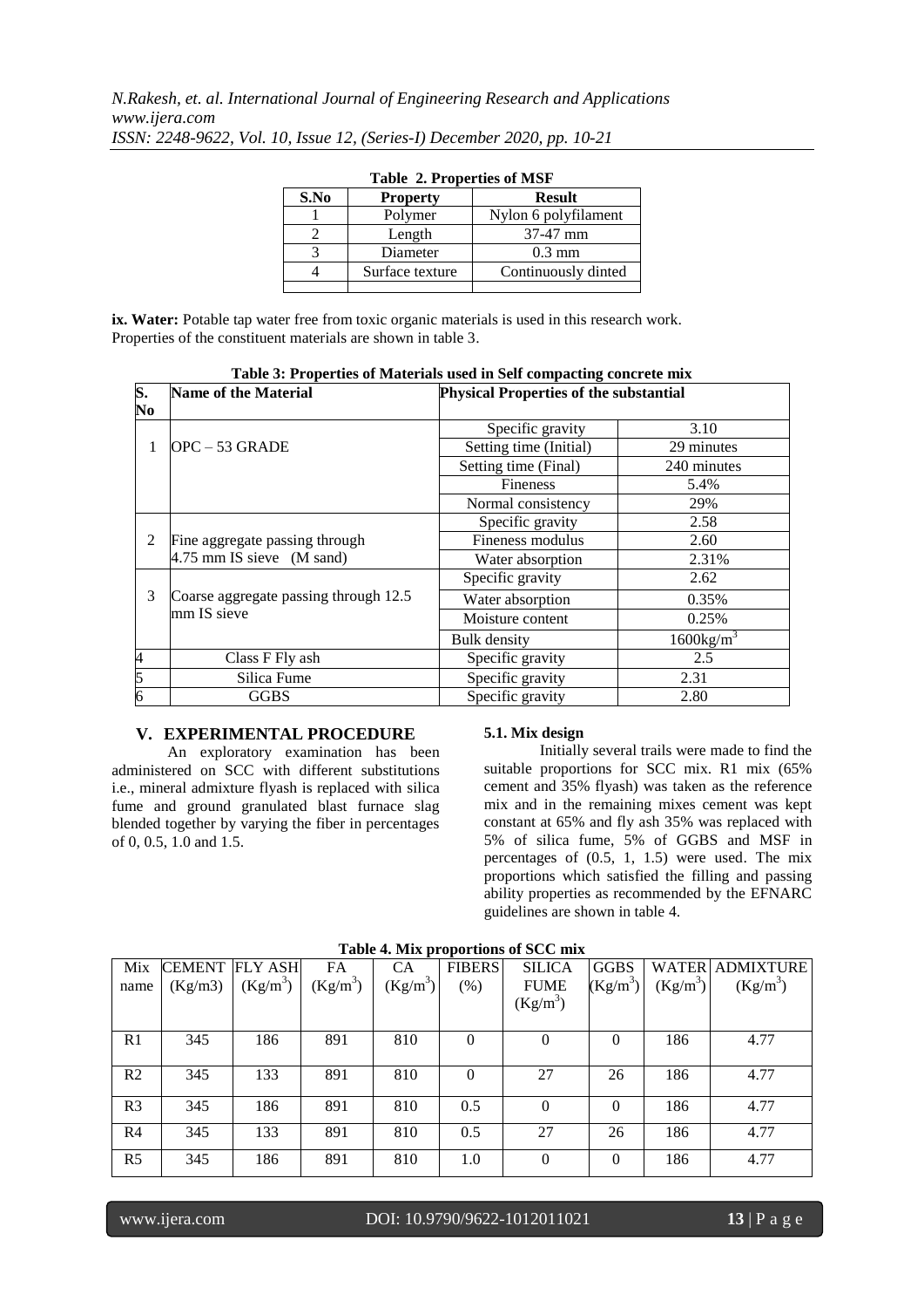**Table 2. Properties of MSF**

| S.No | Property | Result |
|---|---|---|
| 1 | Polymer | Nylon 6 polyfilament |
| 2 | Length | 37-47 mm |
| 3 | Diameter | 0.3 mm |
| 4 | Surface texture | Continuously dinted |
| | | |

**ix. Water:** Potable tap water free from toxic organic materials is used in this research work. Properties of the constituent materials are shown in table 3.

**Table 3: Properties of Materials used in Self compacting concrete mix**

| S. No | Name of the Material | Physical Properties of the substantial | |
|---|---|---|---|
| 1 | OPC – 53 GRADE | Specific gravity | 3.10 |
| | | Setting time (Initial) | 29 minutes |
| | | Setting time (Final) | 240 minutes |
| | | Fineness | 5.4% |
| | | Normal consistency | 29% |
| 2 | Fine aggregate passing through 4.75 mm IS sieve (M sand) | Specific gravity | 2.58 |
| | | Fineness modulus | 2.60 |
| | | Water absorption | 2.31% |
| 3 | Coarse aggregate passing through 12.5 mm IS sieve | Specific gravity | 2.62 |
| | | Water absorption | 0.35% |
| | | Moisture content | 0.25% |
| | | Bulk density | $1600 kg/m^3$ |
| 4 | Class F Fly ash | Specific gravity | 2.5 |
| 5 | Silica Fume | Specific gravity | 2.31 |
| 6 | GGBS | Specific gravity | 2.80 |

## V. EXPERIMENTAL PROCEDURE

An exploratory examination has been administered on SCC with different substitutions i.e., mineral admixture flyash is replaced with silica fume and ground granulated blast furnace slag blended together by varying the fiber in percentages of 0, 0.5, 1.0 and 1.5.

### 5.1. Mix design

Initially several trails were made to find the suitable proportions for SCC mix. R1 mix (65% cement and 35% flyash) was taken as the reference mix and in the remaining mixes cement was kept constant at 65% and fly ash 35% was replaced with 5% of silica fume, 5% of GGBS and MSF in percentages of (0.5, 1, 1.5) were used. The mix proportions which satisfied the filling and passing ability properties as recommended by the EFNARC guidelines are shown in table 4.

**Table 4. Mix proportions of SCC mix**

| Mix name | CEMENT (Kg/m3) | FLY ASH ($Kg/m^3$) | FA ($Kg/m^3$) | CA ($Kg/m^3$) | FIBERS (%) | SILICA FUME ($Kg/m^3$) | GGBS ($Kg/m^3$) | WATER ($Kg/m^3$) | ADMIXTURE ($Kg/m^3$) |
|---|---|---|---|---|---|---|---|---|---|
| R1 | 345 | 186 | 891 | 810 | 0 | 0 | 0 | 186 | 4.77 |
| R2 | 345 | 133 | 891 | 810 | 0 | 27 | 26 | 186 | 4.77 |
| R3 | 345 | 186 | 891 | 810 | 0.5 | 0 | 0 | 186 | 4.77 |
| R4 | 345 | 133 | 891 | 810 | 0.5 | 27 | 26 | 186 | 4.77 |
| R5 | 345 | 186 | 891 | 810 | 1.0 | 0 | 0 | 186 | 4.77 |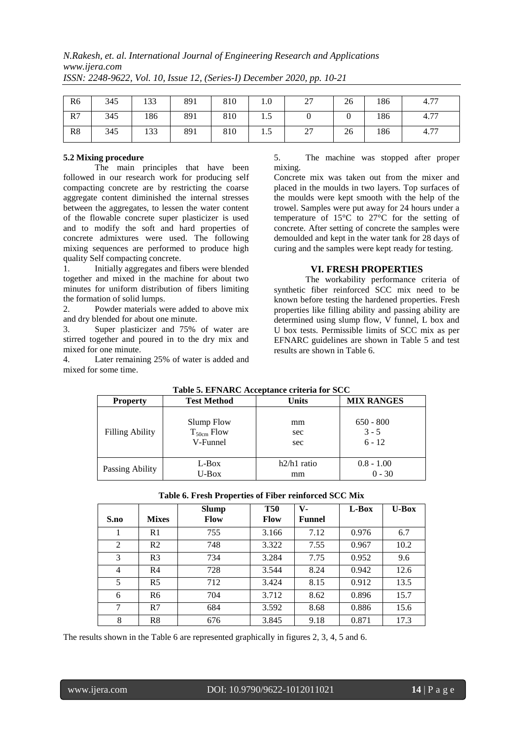| R6 | 345 | 133 | 891 | 810 | 1.0 | 27 | 26 | 186 | 4.77 |
|---|---|---|---|---|---|---|---|---|---|
| R7 | 345 | 186 | 891 | 810 | 1.5 | 0 | 0 | 186 | 4.77 |
| R8 | 345 | 133 | 891 | 810 | 1.5 | 27 | 26 | 186 | 4.77 |

### 5.2 Mixing procedure

The main principles that have been followed in our research work for producing self compacting concrete are by restricting the coarse aggregate content diminished the internal stresses between the aggregates, to lessen the water content of the flowable concrete super plasticizer is used and to modify the soft and hard properties of concrete admixtures were used. The following mixing sequences are performed to produce high quality Self compacting concrete.

1. Initially aggregates and fibers were blended together and mixed in the machine for about two minutes for uniform distribution of fibers limiting the formation of solid lumps.
2. Powder materials were added to above mix and dry blended for about one minute.
3. Super plasticizer and 75% of water are stirred together and poured in to the dry mix and mixed for one minute.
4. Later remaining 25% of water is added and mixed for some time.
5. The machine was stopped after proper mixing.

Concrete mix was taken out from the mixer and placed in the moulds in two layers. Top surfaces of the moulds were kept smooth with the help of the trowel. Samples were put away for 24 hours under a temperature of 15°C to 27°C for the setting of concrete. After setting of concrete the samples were demoulded and kept in the water tank for 28 days of curing and the samples were kept ready for testing.

## VI. FRESH PROPERTIES

The workability performance criteria of synthetic fiber reinforced SCC mix need to be known before testing the hardened properties. Fresh properties like filling ability and passing ability are determined using slump flow, V funnel, L box and U box tests. Permissible limits of SCC mix as per EFNARC guidelines are shown in Table 5 and test results are shown in Table 6.

**Table 5. EFNARC Acceptance criteria for SCC**

| Property | Test Method | Units | MIX RANGES |
|---|---|---|---|
| Filling Ability | Slump Flow | mm | 650 - 800 |
| | $T_{50cm}$ Flow | sec | 3 - 5 |
| | V-Funnel | sec | 6 - 12 |
| Passing Ability | L-Box | h2/h1 ratio | 0.8 - 1.00 |
| | U-Box | mm | 0 - 30 |

**Table 6. Fresh Properties of Fiber reinforced SCC Mix**

| S.no | Mixes | Slump Flow | T50 Flow | V-Funnel | L-Box | U-Box |
|---|---|---|---|---|---|---|
| 1 | R1 | 755 | 3.166 | 7.12 | 0.976 | 6.7 |
| 2 | R2 | 748 | 3.322 | 7.55 | 0.967 | 10.2 |
| 3 | R3 | 734 | 3.284 | 7.75 | 0.952 | 9.6 |
| 4 | R4 | 728 | 3.544 | 8.24 | 0.942 | 12.6 |
| 5 | R5 | 712 | 3.424 | 8.15 | 0.912 | 13.5 |
| 6 | R6 | 704 | 3.712 | 8.62 | 0.896 | 15.7 |
| 7 | R7 | 684 | 3.592 | 8.68 | 0.886 | 15.6 |
| 8 | R8 | 676 | 3.845 | 9.18 | 0.871 | 17.3 |

The results shown in the Table 6 are represented graphically in figures 2, 3, 4, 5 and 6.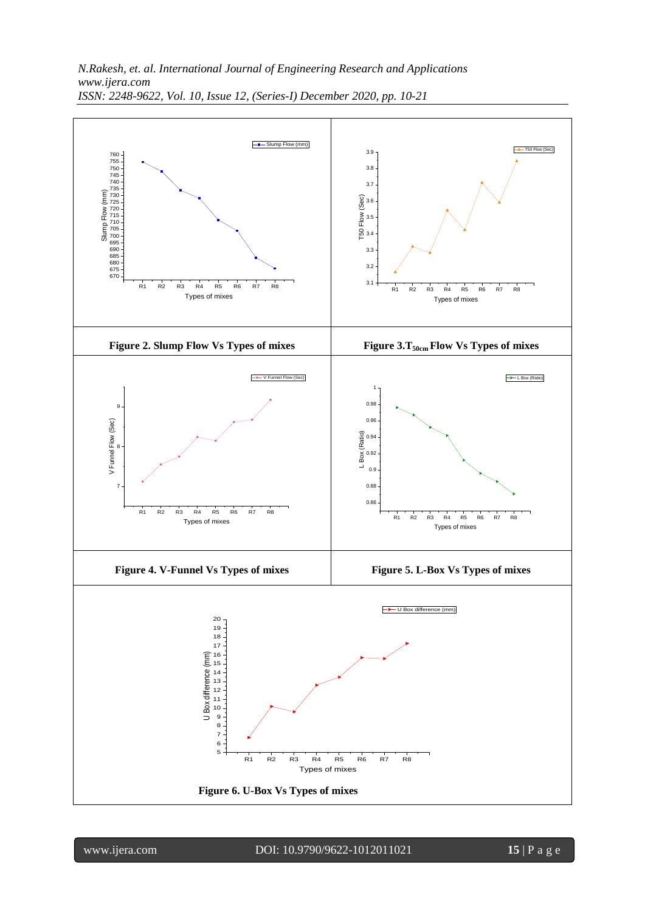Figure 2. Slump Flow Vs Types of mixes

Figure 3. $T_{50cm}$ Flow Vs Types of mixes

Figure 4. V-Funnel Vs Types of mixes

Figure 5. L-Box Vs Types of mixes

Figure 6. U-Box Vs Types of mixes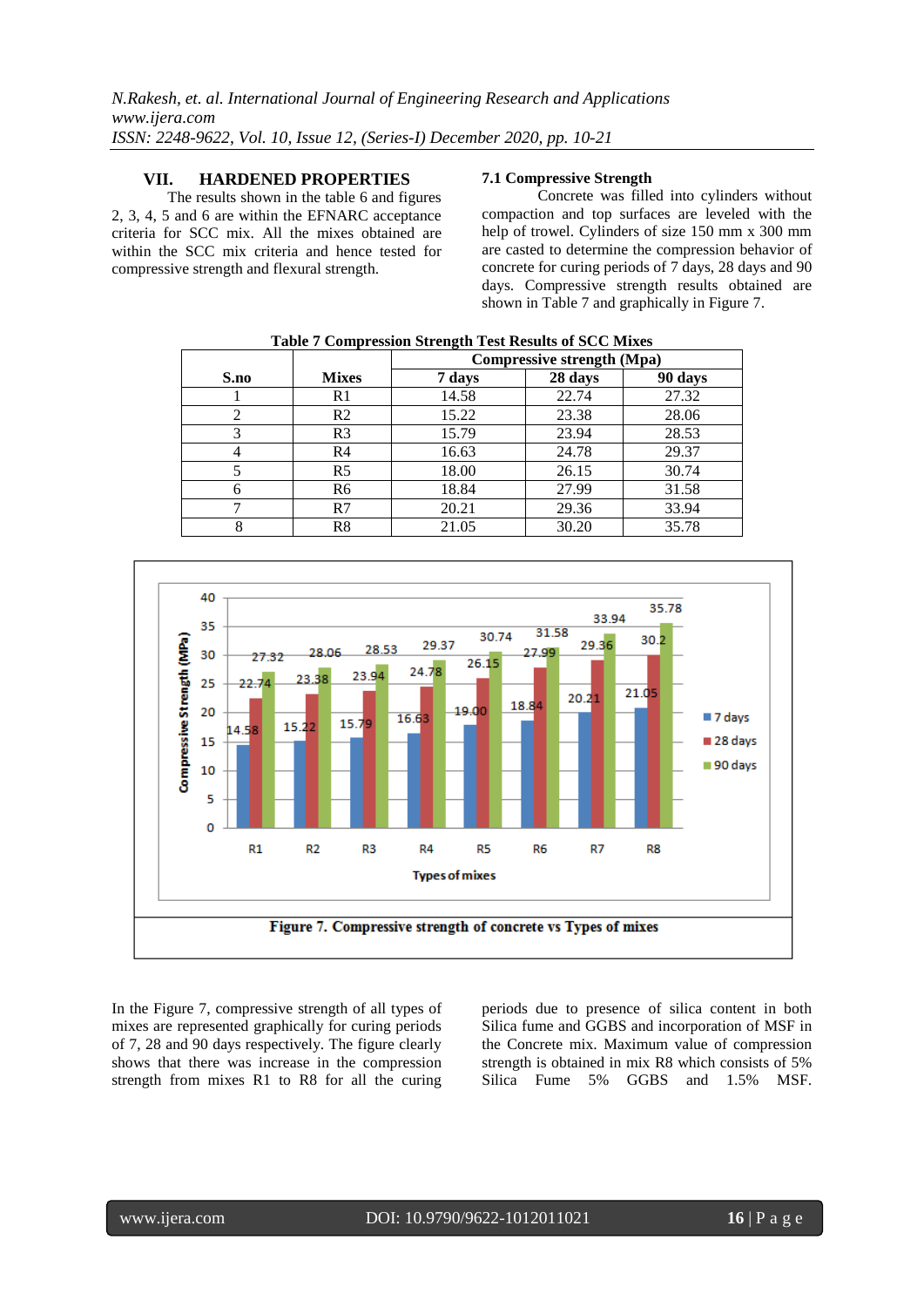## VII. HARDENED PROPERTIES

The results shown in the table 6 and figures 2, 3, 4, 5 and 6 are within the EFNARC acceptance criteria for SCC mix. All the mixes obtained are within the SCC mix criteria and hence tested for compressive strength and flexural strength.

### 7.1 Compressive Strength

Concrete was filled into cylinders without compaction and top surfaces are leveled with the help of trowel. Cylinders of size 150 mm x 300 mm are casted to determine the compression behavior of concrete for curing periods of 7 days, 28 days and 90 days. Compressive strength results obtained are shown in Table 7 and graphically in Figure 7.

**Table 7 Compression Strength Test Results of SCC Mixes**

| S.no | Mixes | Compressive strength (Mpa) | | |
|---|---|---|---|---|
| | | 7 days | 28 days | 90 days |
| 1 | R1 | 14.58 | 22.74 | 27.32 |
| 2 | R2 | 15.22 | 23.38 | 28.06 |
| 3 | R3 | 15.79 | 23.94 | 28.53 |
| 4 | R4 | 16.63 | 24.78 | 29.37 |
| 5 | R5 | 18.00 | 26.15 | 30.74 |
| 6 | R6 | 18.84 | 27.99 | 31.58 |
| 7 | R7 | 20.21 | 29.36 | 33.94 |
| 8 | R8 | 21.05 | 30.20 | 35.78 |

**Figure 7. Compressive strength of concrete vs Types of mixes**

In the Figure 7, compressive strength of all types of mixes are represented graphically for curing periods of 7, 28 and 90 days respectively. The figure clearly shows that there was increase in the compression strength from mixes R1 to R8 for all the curing periods due to presence of silica content in both Silica fume and GGBS and incorporation of MSF in the Concrete mix. Maximum value of compression strength is obtained in mix R8 which consists of 5% Silica Fume 5% GGBS and 1.5% MSF.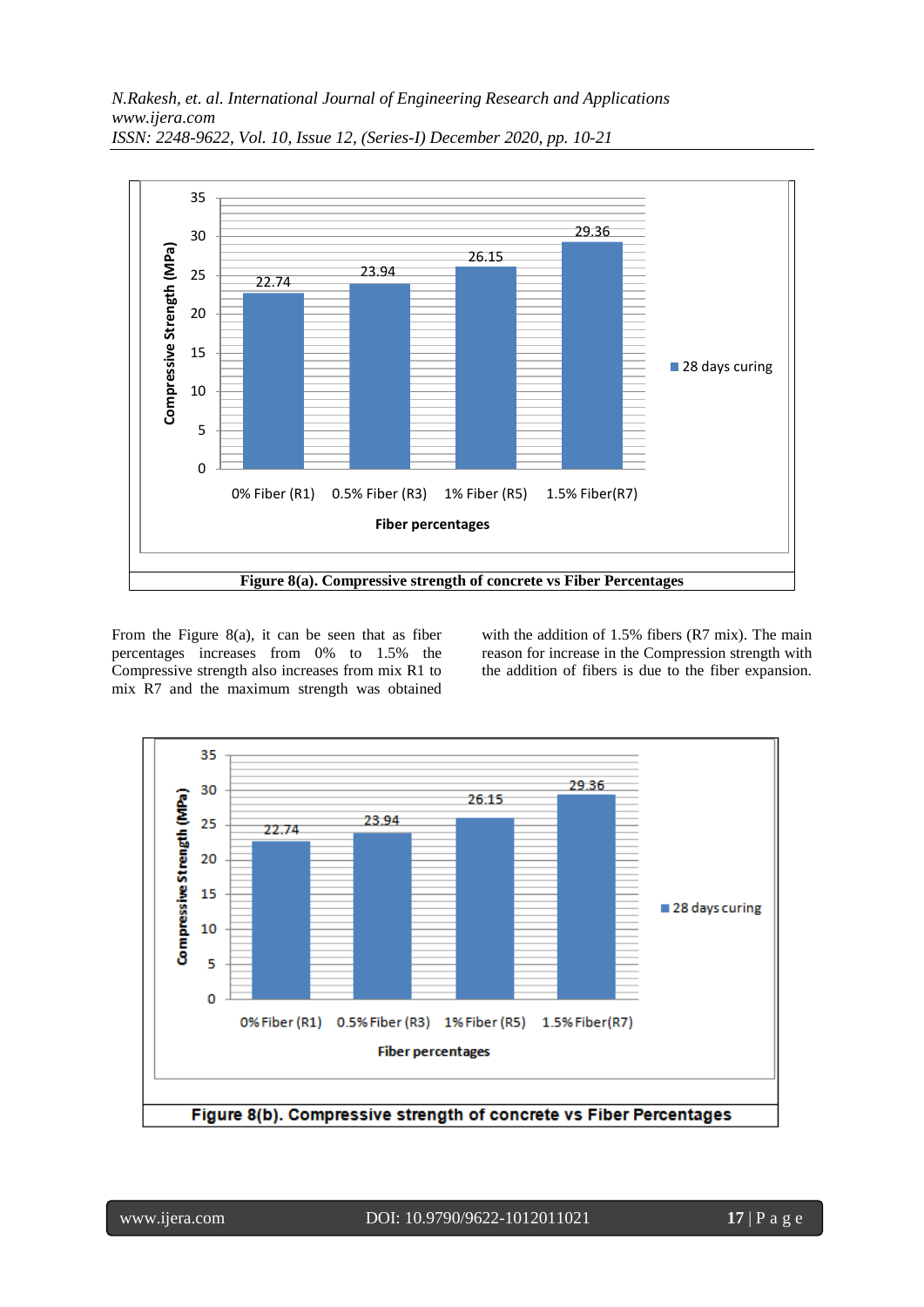Figure 8(a). Compressive strength of concrete vs Fiber Percentages

From the Figure 8(a), it can be seen that as fiber percentages increases from 0% to 1.5% the Compressive strength also increases from mix R1 to mix R7 and the maximum strength was obtained with the addition of 1.5% fibers (R7 mix). The main reason for increase in the Compression strength with the addition of fibers is due to the fiber expansion.

Figure 8(b). Compressive strength of concrete vs Fiber Percentages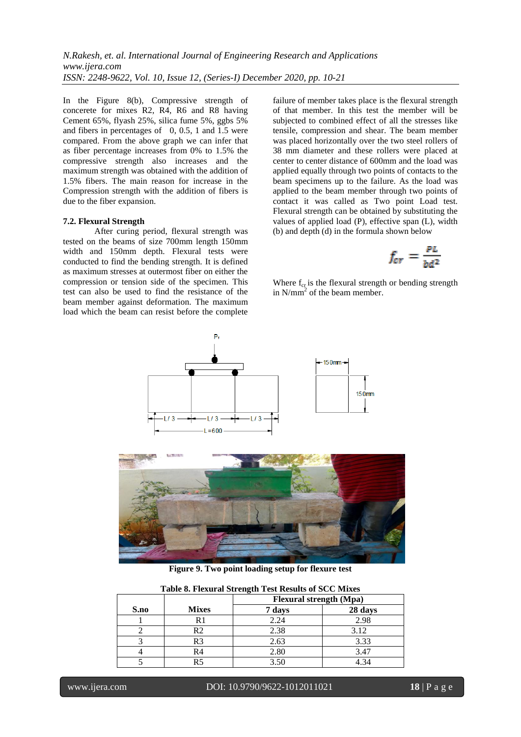In the Figure 8(b), Compressive strength of concerete for mixes R2, R4, R6 and R8 having Cement 65%, flyash 25%, silica fume 5%, ggbs 5% and fibers in percentages of 0, 0.5, 1 and 1.5 were compared. From the above graph we can infer that as fiber percentage increases from 0% to 1.5% the compressive strength also increases and the maximum strength was obtained with the addition of 1.5% fibers. The main reason for increase in the Compression strength with the addition of fibers is due to the fiber expansion.

### 7.2. Flexural Strength

After curing period, flexural strength was tested on the beams of size 700mm length 150mm width and 150mm depth. Flexural tests were conducted to find the bending strength. It is defined as maximum stresses at outermost fiber on either the compression or tension side of the specimen. This test can also be used to find the resistance of the beam member against deformation. The maximum load which the beam can resist before the complete failure of member takes place is the flexural strength of that member. In this test the member will be subjected to combined effect of all the stresses like tensile, compression and shear. The beam member was placed horizontally over the two steel rollers of 38 mm diameter and these rollers were placed at center to center distance of 600mm and the load was applied equally through two points of contacts to the beam specimens up to the failure. As the load was applied to the beam member through two points of contact it was called as Two point Load test. Flexural strength can be obtained by substituting the values of applied load (P), effective span (L), width (b) and depth (d) in the formula shown below

$$f_{cr} = \frac{PL}{bd^2}$$

Where $f_{cr}$ is the flexural strength or bending strength in $N/mm^2$ of the beam member.

**Figure 9. Two point loading setup for flexure test**

**Table 8. Flexural Strength Test Results of SCC Mixes**

| S.no | Mixes | Flexural strength (Mpa) | |
|---|---|---|---|
| | | 7 days | 28 days |
| 1 | R1 | 2.24 | 2.98 |
| 2 | R2 | 2.38 | 3.12 |
| 3 | R3 | 2.63 | 3.33 |
| 4 | R4 | 2.80 | 3.47 |
| 5 | R5 | 3.50 | 4.34 |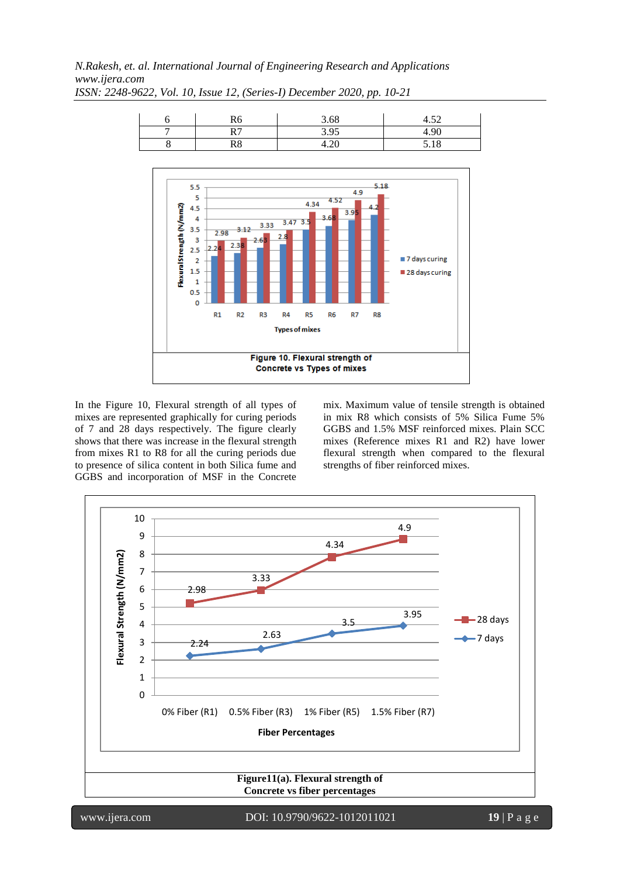| 6 | R6 | 3.68 | 4.52 |
|---|---|---|---|
| 7 | R7 | 3.95 | 4.90 |
| 8 | R8 | 4.20 | 5.18 |

Figure 10. Flexural strength of Concrete vs Types of mixes

In the Figure 10, Flexural strength of all types of mixes are represented graphically for curing periods of 7 and 28 days respectively. The figure clearly shows that there was increase in the flexural strength from mixes R1 to R8 for all the curing periods due to presence of silica content in both Silica fume and GGBS and incorporation of MSF in the Concrete mix. Maximum value of tensile strength is obtained in mix R8 which consists of 5% Silica Fume 5% GGBS and 1.5% MSF reinforced mixes. Plain SCC mixes (Reference mixes R1 and R2) have lower flexural strength when compared to the flexural strengths of fiber reinforced mixes.

Figure11(a). Flexural strength of Concrete vs fiber percentages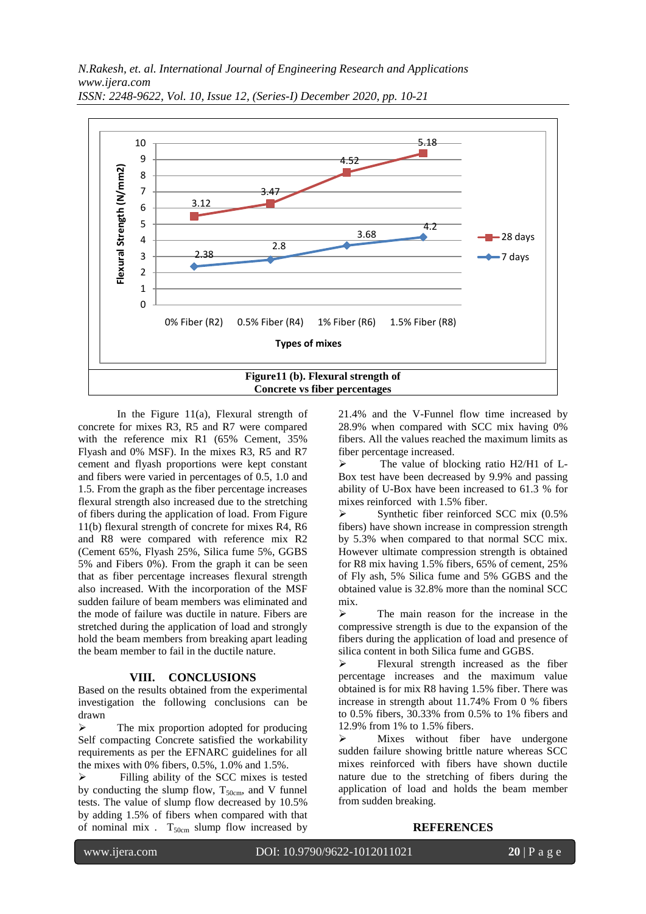Figure11 (b). Flexural strength of Concrete vs fiber percentages

In the Figure 11(a), Flexural strength of concrete for mixes R3, R5 and R7 were compared with the reference mix R1 (65% Cement, 35% Flyash and 0% MSF). In the mixes R3, R5 and R7 cement and flyash proportions were kept constant and fibers were varied in percentages of 0.5, 1.0 and 1.5. From the graph as the fiber percentage increases flexural strength also increased due to the stretching of fibers during the application of load. From Figure 11(b) flexural strength of concrete for mixes R4, R6 and R8 were compared with reference mix R2 (Cement 65%, Flyash 25%, Silica fume 5%, GGBS 5% and Fibers 0%). From the graph it can be seen that as fiber percentage increases flexural strength also increased. With the incorporation of the MSF sudden failure of beam members was eliminated and the mode of failure was ductile in nature. Fibers are stretched during the application of load and strongly hold the beam members from breaking apart leading the beam member to fail in the ductile nature.

## VIII. CONCLUSIONS

Based on the results obtained from the experimental investigation the following conclusions can be drawn

- The mix proportion adopted for producing Self compacting Concrete satisfied the workability requirements as per the EFNARC guidelines for all the mixes with 0% fibers, 0.5%, 1.0% and 1.5%.
- Filling ability of the SCC mixes is tested by conducting the slump flow, $T_{50cm}$, and V funnel tests. The value of slump flow decreased by 10.5% by adding 1.5% of fibers when compared with that of nominal mix . $T_{50cm}$ slump flow increased by 21.4% and the V-Funnel flow time increased by 28.9% when compared with SCC mix having 0% fibers. All the values reached the maximum limits as fiber percentage increased.
- The value of blocking ratio H2/H1 of L-Box test have been decreased by 9.9% and passing ability of U-Box have been increased to 61.3 % for mixes reinforced with 1.5% fiber.
- Synthetic fiber reinforced SCC mix (0.5% fibers) have shown increase in compression strength by 5.3% when compared to that normal SCC mix. However ultimate compression strength is obtained for R8 mix having 1.5% fibers, 65% of cement, 25% of Fly ash, 5% Silica fume and 5% GGBS and the obtained value is 32.8% more than the nominal SCC mix.
- The main reason for the increase in the compressive strength is due to the expansion of the fibers during the application of load and presence of silica content in both Silica fume and GGBS.
- Flexural strength increased as the fiber percentage increases and the maximum value obtained is for mix R8 having 1.5% fiber. There was increase in strength about 11.74% From 0 % fibers to 0.5% fibers, 30.33% from 0.5% to 1% fibers and 12.9% from 1% to 1.5% fibers.
- Mixes without fiber have undergone sudden failure showing brittle nature whereas SCC mixes reinforced with fibers have shown ductile nature due to the stretching of fibers during the application of load and holds the beam member from sudden breaking.

## REFERENCES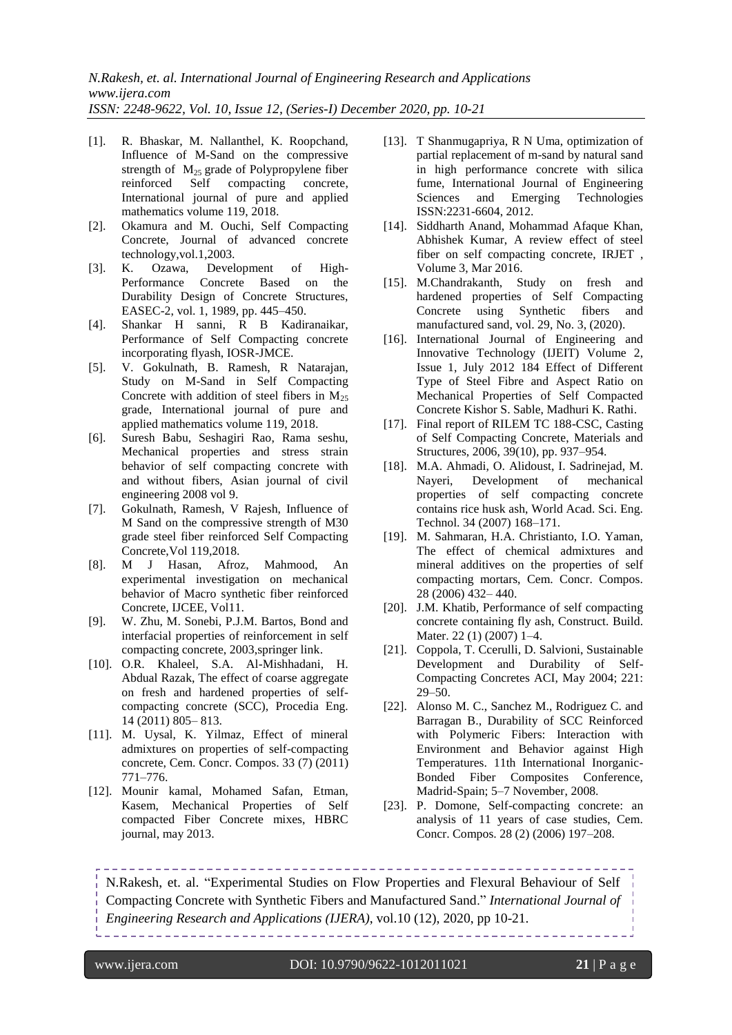[1]. R. Bhaskar, M. Nallanthel, K. Roopchand, Influence of M-Sand on the compressive strength of $M_{25}$ grade of Polypropylene fiber reinforced Self compacting concrete, International journal of pure and applied mathematics volume 119, 2018.

[2]. Okamura and M. Ouchi, Self Compacting Concrete, Journal of advanced concrete technology,vol.1,2003.

[3]. K. Ozawa, Development of High-Performance Concrete Based on the Durability Design of Concrete Structures, EASEC-2, vol. 1, 1989, pp. 445–450.

[4]. Shankar H sanni, R B Kadiranaikar, Performance of Self Compacting concrete incorporating flyash, IOSR-JMCE.

[5]. V. Gokulnath, B. Ramesh, R Natarajan, Study on M-Sand in Self Compacting Concrete with addition of steel fibers in $M_{25}$ grade, International journal of pure and applied mathematics volume 119, 2018.

[6]. Suresh Babu, Seshagiri Rao, Rama seshu, Mechanical properties and stress strain behavior of self compacting concrete with and without fibers, Asian journal of civil engineering 2008 vol 9.

[7]. Gokulnath, Ramesh, V Rajesh, Influence of M Sand on the compressive strength of M30 grade steel fiber reinforced Self Compacting Concrete,Vol 119,2018.

[8]. M J Hasan, Afroz, Mahmood, An experimental investigation on mechanical behavior of Macro synthetic fiber reinforced Concrete, IJCEE, Vol11.

[9]. W. Zhu, M. Sonebi, P.J.M. Bartos, Bond and interfacial properties of reinforcement in self compacting concrete, 2003,springer link.

[10]. O.R. Khaleel, S.A. Al-Mishhadani, H. Abdual Razak, The effect of coarse aggregate on fresh and hardened properties of self-compacting concrete (SCC), Procedia Eng. 14 (2011) 805– 813.

[11]. M. Uysal, K. Yilmaz, Effect of mineral admixtures on properties of self-compacting concrete, Cem. Concr. Compos. 33 (7) (2011) 771–776.

[12]. Mounir kamal, Mohamed Safan, Etman, Kasem, Mechanical Properties of Self compacted Fiber Concrete mixes, HBRC journal, may 2013.

[13]. T Shanmugapriya, R N Uma, optimization of partial replacement of m-sand by natural sand in high performance concrete with silica fume, International Journal of Engineering Sciences and Emerging Technologies ISSN:2231-6604, 2012.

[14]. Siddharth Anand, Mohammad Afaque Khan, Abhishek Kumar, A review effect of steel fiber on self compacting concrete, IRJET , Volume 3, Mar 2016.

[15]. M.Chandrakanth, Study on fresh and hardened properties of Self Compacting Concrete using Synthetic fibers and manufactured sand, vol. 29, No. 3, (2020).

[16]. International Journal of Engineering and Innovative Technology (IJEIT) Volume 2, Issue 1, July 2012 184 Effect of Different Type of Steel Fibre and Aspect Ratio on Mechanical Properties of Self Compacted Concrete Kishor S. Sable, Madhuri K. Rathi.

[17]. Final report of RILEM TC 188-CSC, Casting of Self Compacting Concrete, Materials and Structures, 2006, 39(10), pp. 937–954.

[18]. M.A. Ahmadi, O. Alidoust, I. Sadrinejad, M. Nayeri, Development of mechanical properties of self compacting concrete contains rice husk ash, World Acad. Sci. Eng. Technol. 34 (2007) 168–171.

[19]. M. Sahmaran, H.A. Christianto, I.O. Yaman, The effect of chemical admixtures and mineral additives on the properties of self compacting mortars, Cem. Concr. Compos. 28 (2006) 432– 440.

[20]. J.M. Khatib, Performance of self compacting concrete containing fly ash, Construct. Build. Mater. 22 (1) (2007) 1–4.

[21]. Coppola, T. Ccerulli, D. Salvioni, Sustainable Development and Durability of Self-Compacting Concretes ACI, May 2004; 221: 29–50.

[22]. Alonso M. C., Sanchez M., Rodriguez C. and Barragan B., Durability of SCC Reinforced with Polymeric Fibers: Interaction with Environment and Behavior against High Temperatures. 11th International Inorganic-Bonded Fiber Composites Conference, Madrid-Spain; 5–7 November, 2008.

[23]. P. Domone, Self-compacting concrete: an analysis of 11 years of case studies, Cem. Concr. Compos. 28 (2) (2006) 197–208.

N.Rakesh, et. al. "Experimental Studies on Flow Properties and Flexural Behaviour of Self Compacting Concrete with Synthetic Fibers and Manufactured Sand." *International Journal of Engineering Research and Applications (IJERA)*, vol.10 (12), 2020, pp 10-21.